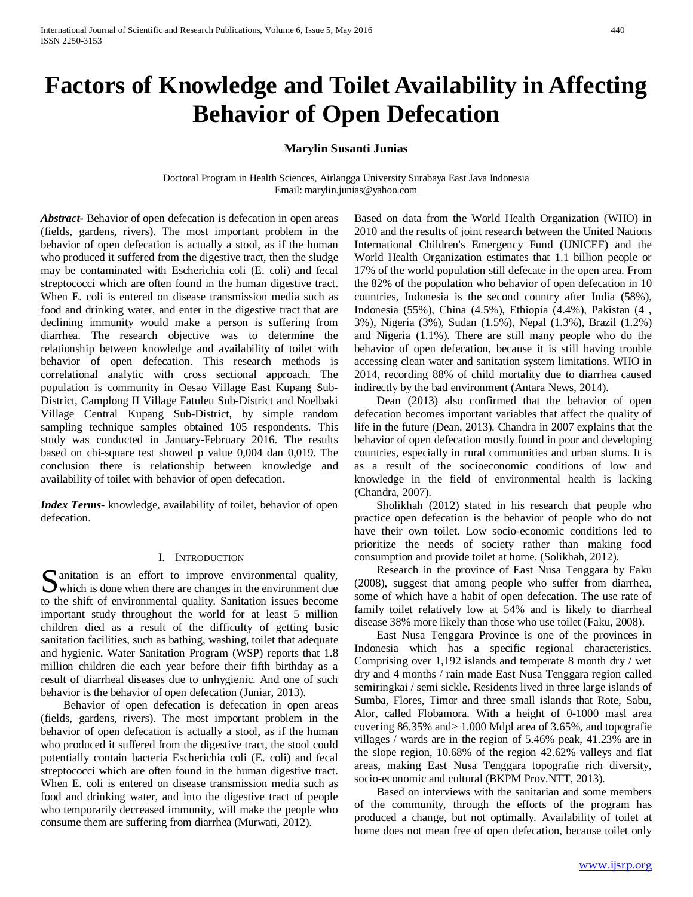# Factors of Knowledge and Toilet Availability in Affecting Behavior of Open Defecation

**Marylin Susanti Junias**

Doctoral Program in Health Sciences, Airlangga University Surabaya East Java Indonesia
Email: marylin.junias@yahoo.com

***Abstract-*** Behavior of open defecation is defecation in open areas (fields, gardens, rivers). The most important problem in the behavior of open defecation is actually a stool, as if the human who produced it suffered from the digestive tract, then the sludge may be contaminated with Escherichia coli (E. coli) and fecal streptococci which are often found in the human digestive tract. When E. coli is entered on disease transmission media such as food and drinking water, and enter in the digestive tract that are declining immunity would make a person is suffering from diarrhea. The research objective was to determine the relationship between knowledge and availability of toilet with behavior of open defecation. This research methods is correlational analytic with cross sectional approach. The population is community in Oesao Village East Kupang Sub-District, Camplong II Village Fatuleu Sub-District and Noelbaki Village Central Kupang Sub-District, by simple random sampling technique samples obtained 105 respondents. This study was conducted in January-February 2016. The results based on chi-square test showed p value 0,004 dan 0,019. The conclusion there is relationship between knowledge and availability of toilet with behavior of open defecation.

***Index Terms-*** knowledge, availability of toilet, behavior of open defecation.

## I. Introduction

Sanitation is an effort to improve environmental quality, which is done when there are changes in the environment due to the shift of environmental quality. Sanitation issues become important study throughout the world for at least 5 million children died as a result of the difficulty of getting basic sanitation facilities, such as bathing, washing, toilet that adequate and hygienic. Water Sanitation Program (WSP) reports that 1.8 million children die each year before their fifth birthday as a result of diarrheal diseases due to unhygienic. And one of such behavior is the behavior of open defecation (Juniar, 2013).

Behavior of open defecation is defecation in open areas (fields, gardens, rivers). The most important problem in the behavior of open defecation is actually a stool, as if the human who produced it suffered from the digestive tract, the stool could potentially contain bacteria Escherichia coli (E. coli) and fecal streptococci which are often found in the human digestive tract. When E. coli is entered on disease transmission media such as food and drinking water, and into the digestive tract of people who temporarily decreased immunity, will make the people who consume them are suffering from diarrhea (Murwati, 2012).

Based on data from the World Health Organization (WHO) in 2010 and the results of joint research between the United Nations International Children's Emergency Fund (UNICEF) and the World Health Organization estimates that 1.1 billion people or 17% of the world population still defecate in the open area. From the 82% of the population who behavior of open defecation in 10 countries, Indonesia is the second country after India (58%), Indonesia (55%), China (4.5%), Ethiopia (4.4%), Pakistan (4 , 3%), Nigeria (3%), Sudan (1.5%), Nepal (1.3%), Brazil (1.2%) and Nigeria (1.1%). There are still many people who do the behavior of open defecation, because it is still having trouble accessing clean water and sanitation system limitations. WHO in 2014, recording 88% of child mortality due to diarrhea caused indirectly by the bad environment (Antara News, 2014).

Dean (2013) also confirmed that the behavior of open defecation becomes important variables that affect the quality of life in the future (Dean, 2013). Chandra in 2007 explains that the behavior of open defecation mostly found in poor and developing countries, especially in rural communities and urban slums. It is as a result of the socioeconomic conditions of low and knowledge in the field of environmental health is lacking (Chandra, 2007).

Sholikhah (2012) stated in his research that people who practice open defecation is the behavior of people who do not have their own toilet. Low socio-economic conditions led to prioritize the needs of society rather than making food consumption and provide toilet at home. (Solikhah, 2012).

Research in the province of East Nusa Tenggara by Faku (2008), suggest that among people who suffer from diarrhea, some of which have a habit of open defecation. The use rate of family toilet relatively low at 54% and is likely to diarrheal disease 38% more likely than those who use toilet (Faku, 2008).

East Nusa Tenggara Province is one of the provinces in Indonesia which has a specific regional characteristics. Comprising over 1,192 islands and temperate 8 month dry / wet dry and 4 months / rain made East Nusa Tenggara region called semiringkai / semi sickle. Residents lived in three large islands of Sumba, Flores, Timor and three small islands that Rote, Sabu, Alor, called Flobamora. With a height of 0-1000 masl area covering 86.35% and> 1.000 Mdpl area of 3.65%, and topografie villages / wards are in the region of 5.46% peak, 41.23% are in the slope region, 10.68% of the region 42.62% valleys and flat areas, making East Nusa Tenggara topografie rich diversity, socio-economic and cultural (BKPM Prov.NTT, 2013).

Based on interviews with the sanitarian and some members of the community, through the efforts of the program has produced a change, but not optimally. Availability of toilet at home does not mean free of open defecation, because toilet only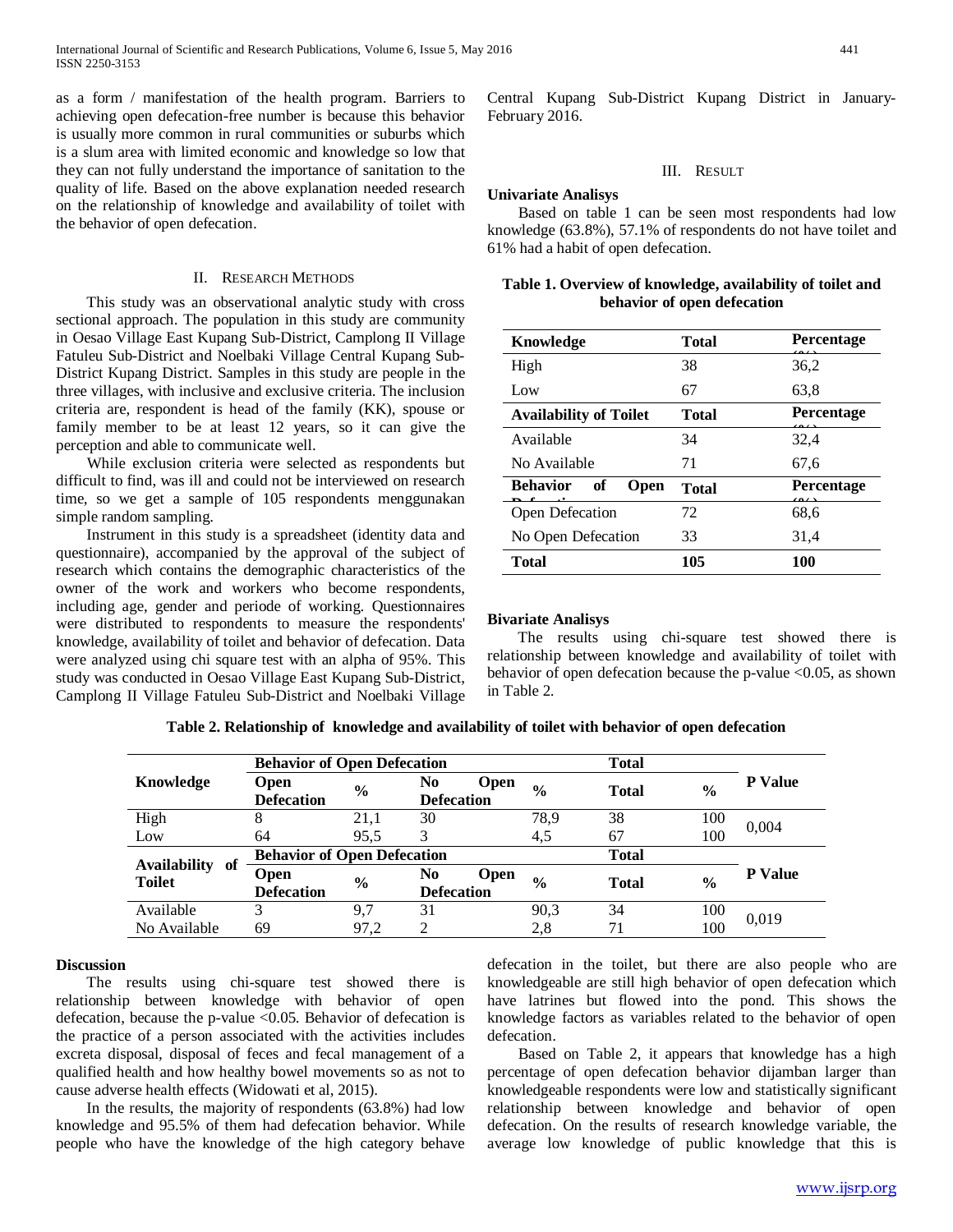as a form / manifestation of the health program. Barriers to achieving open defecation-free number is because this behavior is usually more common in rural communities or suburbs which is a slum area with limited economic and knowledge so low that they can not fully understand the importance of sanitation to the quality of life. Based on the above explanation needed research on the relationship of knowledge and availability of toilet with the behavior of open defecation.

## II. Research Methods

This study was an observational analytic study with cross sectional approach. The population in this study are community in Oesao Village East Kupang Sub-District, Camplong II Village Fatuleu Sub-District and Noelbaki Village Central Kupang Sub-District Kupang District. Samples in this study are people in the three villages, with inclusive and exclusive criteria. The inclusion criteria are, respondent is head of the family (KK), spouse or family member to be at least 12 years, so it can give the perception and able to communicate well.

While exclusion criteria were selected as respondents but difficult to find, was ill and could not be interviewed on research time, so we get a sample of 105 respondents menggunakan simple random sampling.

Instrument in this study is a spreadsheet (identity data and questionnaire), accompanied by the approval of the subject of research which contains the demographic characteristics of the owner of the work and workers who become respondents, including age, gender and periode of working. Questionnaires were distributed to respondents to measure the respondents' knowledge, availability of toilet and behavior of defecation. Data were analyzed using chi square test with an alpha of 95%. This study was conducted in Oesao Village East Kupang Sub-District, Camplong II Village Fatuleu Sub-District and Noelbaki Village Central Kupang Sub-District Kupang District in January-February 2016.

## III. Result

### Univariate Analisys

Based on table 1 can be seen most respondents had low knowledge (63.8%), 57.1% of respondents do not have toilet and 61% had a habit of open defecation.

**Table 1. Overview of knowledge, availability of toilet and behavior of open defecation**

| Knowledge | Total | Percentage (%) |
|---|---|---|
| High | 38 | 36,2 |
| Low | 67 | 63,8 |
| **Availability of Toilet** | **Total** | **Percentage (%)** |
| Available | 34 | 32,4 |
| No Available | 71 | 67,6 |
| **Behavior of Open Defecation** | **Total** | **Percentage (%)** |
| Open Defecation | 72 | 68,6 |
| No Open Defecation | 33 | 31,4 |
| **Total** | **105** | **100** |

### Bivariate Analisys

The results using chi-square test showed there is relationship between knowledge and availability of toilet with behavior of open defecation because the p-value <0.05, as shown in Table 2.

**Table 2. Relationship of knowledge and availability of toilet with behavior of open defecation**

| Knowledge | Behavior of Open Defecation | | | | Total | | P Value |
|---|---|---|---|---|---|---|---|
| | Open Defecation | % | No Open Defecation | % | Total | % | |
| High | 8 | 21,1 | 30 | 78,9 | 38 | 100 | 0,004 |
| Low | 64 | 95,5 | 3 | 4,5 | 67 | 100 | |
| **Availability of Toilet** | **Behavior of Open Defecation** | | | | **Total** | | **P Value** |
| | **Open Defecation** | **%** | **No Open Defecation** | **%** | **Total** | **%** | |
| Available | 3 | 9,7 | 31 | 90,3 | 34 | 100 | 0,019 |
| No Available | 69 | 97,2 | 2 | 2,8 | 71 | 100 | |

### Discussion

The results using chi-square test showed there is relationship between knowledge with behavior of open defecation, because the p-value <0.05. Behavior of defecation is the practice of a person associated with the activities includes excreta disposal, disposal of feces and fecal management of a qualified health and how healthy bowel movements so as not to cause adverse health effects (Widowati et al, 2015).

In the results, the majority of respondents (63.8%) had low knowledge and 95.5% of them had defecation behavior. While people who have the knowledge of the high category behave defecation in the toilet, but there are also people who are knowledgeable are still high behavior of open defecation which have latrines but flowed into the pond. This shows the knowledge factors as variables related to the behavior of open defecation.

Based on Table 2, it appears that knowledge has a high percentage of open defecation behavior dijamban larger than knowledgeable respondents were low and statistically significant relationship between knowledge and behavior of open defecation. On the results of research knowledge variable, the average low knowledge of public knowledge that this is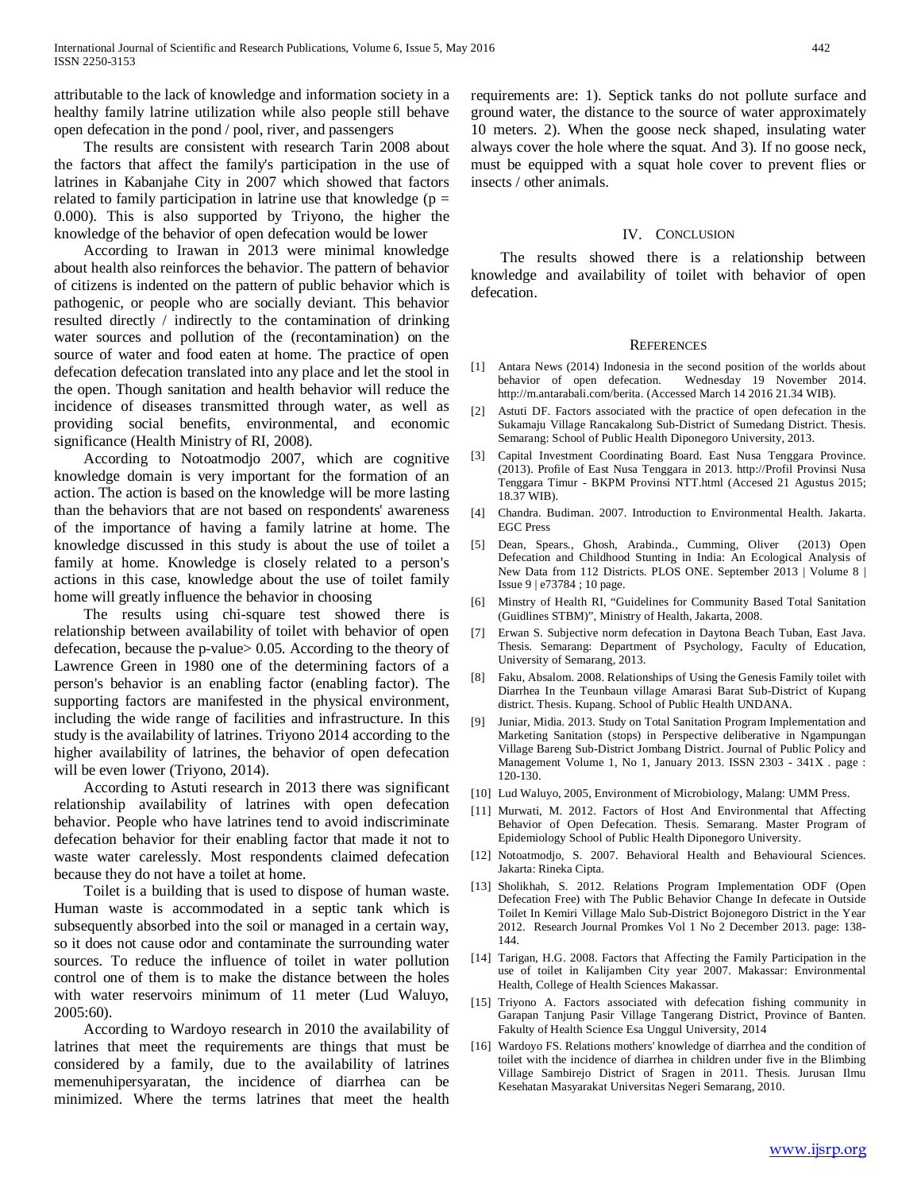attributable to the lack of knowledge and information society in a healthy family latrine utilization while also people still behave open defecation in the pond / pool, river, and passengers

The results are consistent with research Tarin 2008 about the factors that affect the family's participation in the use of latrines in Kabanjahe City in 2007 which showed that factors related to family participation in latrine use that knowledge ($p = 0.000$). This is also supported by Triyono, the higher the knowledge of the behavior of open defecation would be lower

According to Irawan in 2013 were minimal knowledge about health also reinforces the behavior. The pattern of behavior of citizens is indented on the pattern of public behavior which is pathogenic, or people who are socially deviant. This behavior resulted directly / indirectly to the contamination of drinking water sources and pollution of the (recontamination) on the source of water and food eaten at home. The practice of open defecation defecation translated into any place and let the stool in the open. Though sanitation and health behavior will reduce the incidence of diseases transmitted through water, as well as providing social benefits, environmental, and economic significance (Health Ministry of RI, 2008).

According to Notoatmodjo 2007, which are cognitive knowledge domain is very important for the formation of an action. The action is based on the knowledge will be more lasting than the behaviors that are not based on respondents' awareness of the importance of having a family latrine at home. The knowledge discussed in this study is about the use of toilet a family at home. Knowledge is closely related to a person's actions in this case, knowledge about the use of toilet family home will greatly influence the behavior in choosing

The results using chi-square test showed there is relationship between availability of toilet with behavior of open defecation, because the p-value> 0.05. According to the theory of Lawrence Green in 1980 one of the determining factors of a person's behavior is an enabling factor (enabling factor). The supporting factors are manifested in the physical environment, including the wide range of facilities and infrastructure. In this study is the availability of latrines. Triyono 2014 according to the higher availability of latrines, the behavior of open defecation will be even lower (Triyono, 2014).

According to Astuti research in 2013 there was significant relationship availability of latrines with open defecation behavior. People who have latrines tend to avoid indiscriminate defecation behavior for their enabling factor that made it not to waste water carelessly. Most respondents claimed defecation because they do not have a toilet at home.

Toilet is a building that is used to dispose of human waste. Human waste is accommodated in a septic tank which is subsequently absorbed into the soil or managed in a certain way, so it does not cause odor and contaminate the surrounding water sources. To reduce the influence of toilet in water pollution control one of them is to make the distance between the holes with water reservoirs minimum of 11 meter (Lud Waluyo, 2005:60).

According to Wardoyo research in 2010 the availability of latrines that meet the requirements are things that must be considered by a family, due to the availability of latrines memenuhipersyaratan, the incidence of diarrhea can be minimized. Where the terms latrines that meet the health requirements are: 1). Septick tanks do not pollute surface and ground water, the distance to the source of water approximately 10 meters. 2). When the goose neck shaped, insulating water always cover the hole where the squat. And 3). If no goose neck, must be equipped with a squat hole cover to prevent flies or insects / other animals.

## IV. Conclusion

The results showed there is a relationship between knowledge and availability of toilet with behavior of open defecation.

## References

[1] Antara News (2014) Indonesia in the second position of the worlds about behavior of open defecation. Wednesday 19 November 2014. http://m.antarabali.com/berita. (Accessed March 14 2016 21.34 WIB).

[2] Astuti DF. Factors associated with the practice of open defecation in the Sukamaju Village Rancakalong Sub-District of Sumedang District. Thesis. Semarang: School of Public Health Diponegoro University, 2013.

[3] Capital Investment Coordinating Board. East Nusa Tenggara Province. (2013). Profile of East Nusa Tenggara in 2013. http://Profil Provinsi Nusa Tenggara Timur - BKPM Provinsi NTT.html (Accesed 21 Agustus 2015; 18.37 WIB).

[4] Chandra. Budiman. 2007. Introduction to Environmental Health. Jakarta. EGC Press

[5] Dean, Spears., Ghosh, Arabinda., Cumming, Oliver (2013) Open Defecation and Childhood Stunting in India: An Ecological Analysis of New Data from 112 Districts. PLOS ONE. September 2013 | Volume 8 | Issue 9 | e73784 ; 10 page.

[6] Minstry of Health RI, "Guidelines for Community Based Total Sanitation (Guidlines STBM)", Ministry of Health, Jakarta, 2008.

[7] Erwan S. Subjective norm defecation in Daytona Beach Tuban, East Java. Thesis. Semarang: Department of Psychology, Faculty of Education, University of Semarang, 2013.

[8] Faku, Absalom. 2008. Relationships of Using the Genesis Family toilet with Diarrhea In the Teunbaun village Amarasi Barat Sub-District of Kupang district. Thesis. Kupang. School of Public Health UNDANA.

[9] Juniar, Midia. 2013. Study on Total Sanitation Program Implementation and Marketing Sanitation (stops) in Perspective deliberative in Ngampungan Village Bareng Sub-District Jombang District. Journal of Public Policy and Management Volume 1, No 1, January 2013. ISSN 2303 - 341X . page : 120-130.

[10] Lud Waluyo, 2005, Environment of Microbiology, Malang: UMM Press.

[11] Murwati, M. 2012. Factors of Host And Environmental that Affecting Behavior of Open Defecation. Thesis. Semarang. Master Program of Epidemiology School of Public Health Diponegoro University.

[12] Notoatmodjo, S. 2007. Behavioral Health and Behavioural Sciences. Jakarta: Rineka Cipta.

[13] Sholikhah, S. 2012. Relations Program Implementation ODF (Open Defecation Free) with The Public Behavior Change In defecate in Outside Toilet In Kemiri Village Malo Sub-District Bojonegoro District in the Year 2012. Research Journal Promkes Vol 1 No 2 December 2013. page: 138-144.

[14] Tarigan, H.G. 2008. Factors that Affecting the Family Participation in the use of toilet in Kalijamben City year 2007. Makassar: Environmental Health, College of Health Sciences Makassar.

[15] Triyono A. Factors associated with defecation fishing community in Garapan Tanjung Pasir Village Tangerang District, Province of Banten. Fakulty of Health Science Esa Unggul University, 2014

[16] Wardoyo FS. Relations mothers' knowledge of diarrhea and the condition of toilet with the incidence of diarrhea in children under five in the Blimbing Village Sambirejo District of Sragen in 2011. Thesis. Jurusan Ilmu Kesehatan Masyarakat Universitas Negeri Semarang, 2010.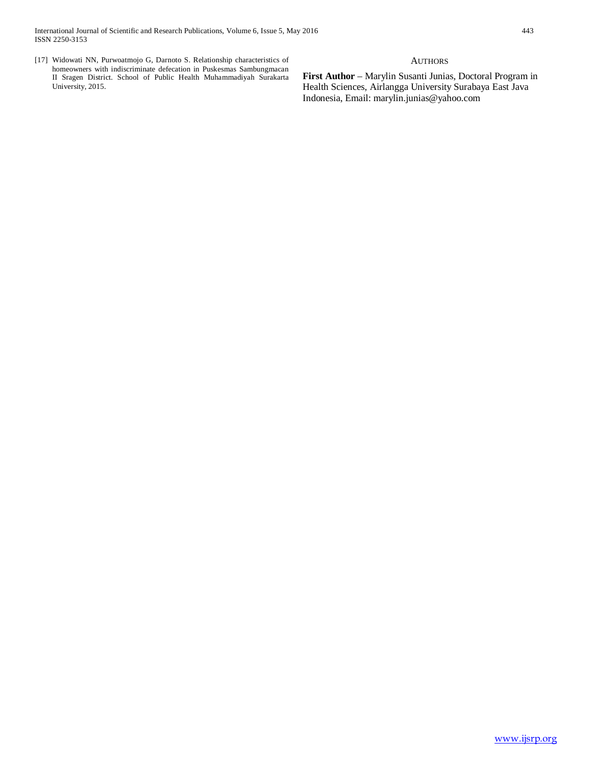[17] Widowati NN, Purwoatmojo G, Darnoto S. Relationship characteristics of homeowners with indiscriminate defecation in Puskesmas Sambungmacan II Sragen District. School of Public Health Muhammadiyah Surakarta University, 2015.

## Authors

**First Author** – Marylin Susanti Junias, Doctoral Program in Health Sciences, Airlangga University Surabaya East Java Indonesia, Email: marylin.junias@yahoo.com